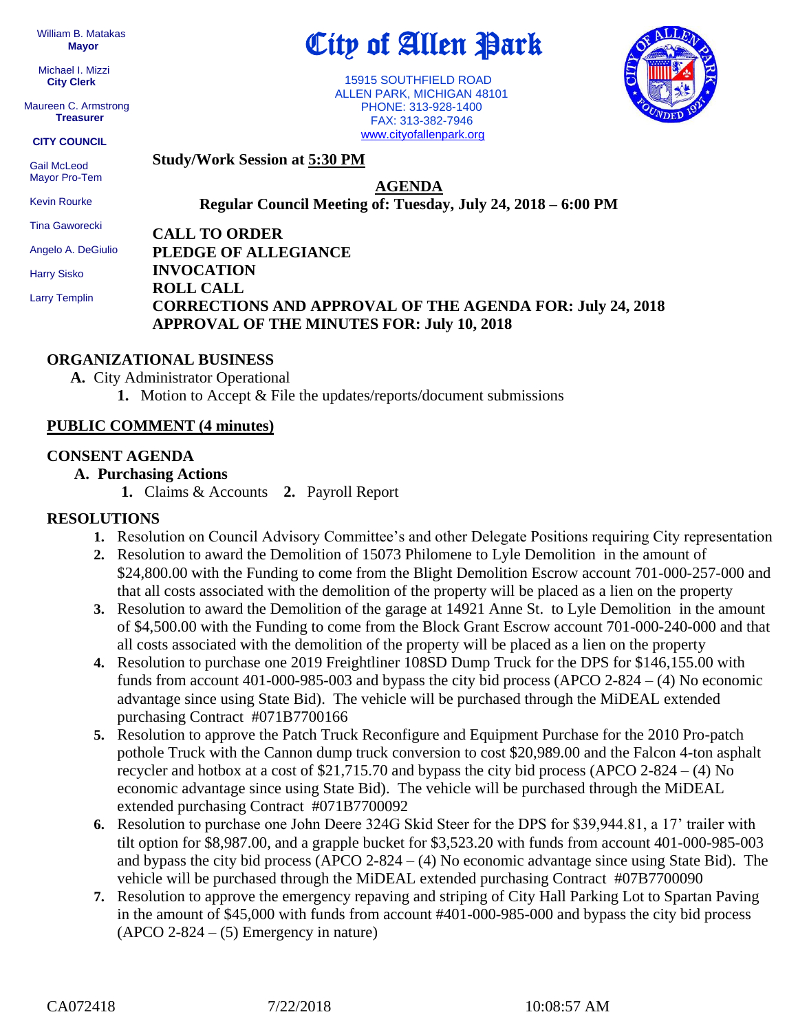William B. Matakas
**Mayor**

Michael I. Mizzi
**City Clerk**

Maureen C. Armstrong
**Treasurer**

**CITY COUNCIL**

Gail McLeod
Mayor Pro-Tem

Kevin Rourke

Tina Gaworecki

Angelo A. DeGiulio

Harry Sisko

Larry Templin

# City of Allen Park

15915 SOUTHFIELD ROAD
ALLEN PARK, MICHIGAN 48101
PHONE: 313-928-1400
FAX: 313-382-7946
www.cityofallenpark.org

**Study/Work Session at 5:30 PM**

## AGENDA

**Regular Council Meeting of: Tuesday, July 24, 2018 – 6:00 PM**

**CALL TO ORDER**
**PLEDGE OF ALLEGIANCE**
**INVOCATION**
**ROLL CALL**
**CORRECTIONS AND APPROVAL OF THE AGENDA FOR: July 24, 2018**
**APPROVAL OF THE MINUTES FOR: July 10, 2018**

## ORGANIZATIONAL BUSINESS

- **A.** City Administrator Operational
  1. Motion to Accept & File the updates/reports/document submissions

## PUBLIC COMMENT (4 minutes)

## CONSENT AGENDA

- **A. Purchasing Actions**
  1. Claims & Accounts **2.** Payroll Report

## RESOLUTIONS

1. Resolution on Council Advisory Committee's and other Delegate Positions requiring City representation
2. Resolution to award the Demolition of 15073 Philomene to Lyle Demolition in the amount of $24,800.00 with the Funding to come from the Blight Demolition Escrow account 701-000-257-000 and that all costs associated with the demolition of the property will be placed as a lien on the property
3. Resolution to award the Demolition of the garage at 14921 Anne St. to Lyle Demolition in the amount of $4,500.00 with the Funding to come from the Block Grant Escrow account 701-000-240-000 and that all costs associated with the demolition of the property will be placed as a lien on the property
4. Resolution to purchase one 2019 Freightliner 108SD Dump Truck for the DPS for $146,155.00 with funds from account 401-000-985-003 and bypass the city bid process (APCO 2-824 – (4) No economic advantage since using State Bid). The vehicle will be purchased through the MiDEAL extended purchasing Contract #071B7700166
5. Resolution to approve the Patch Truck Reconfigure and Equipment Purchase for the 2010 Pro-patch pothole Truck with the Cannon dump truck conversion to cost $20,989.00 and the Falcon 4-ton asphalt recycler and hotbox at a cost of $21,715.70 and bypass the city bid process (APCO 2-824 – (4) No economic advantage since using State Bid). The vehicle will be purchased through the MiDEAL extended purchasing Contract #071B7700092
6. Resolution to purchase one John Deere 324G Skid Steer for the DPS for $39,944.81, a 17' trailer with tilt option for $8,987.00, and a grapple bucket for $3,523.20 with funds from account 401-000-985-003 and bypass the city bid process (APCO 2-824 – (4) No economic advantage since using State Bid). The vehicle will be purchased through the MiDEAL extended purchasing Contract #07B7700090
7. Resolution to approve the emergency repaving and striping of City Hall Parking Lot to Spartan Paving in the amount of $45,000 with funds from account #401-000-985-000 and bypass the city bid process (APCO 2-824 – (5) Emergency in nature)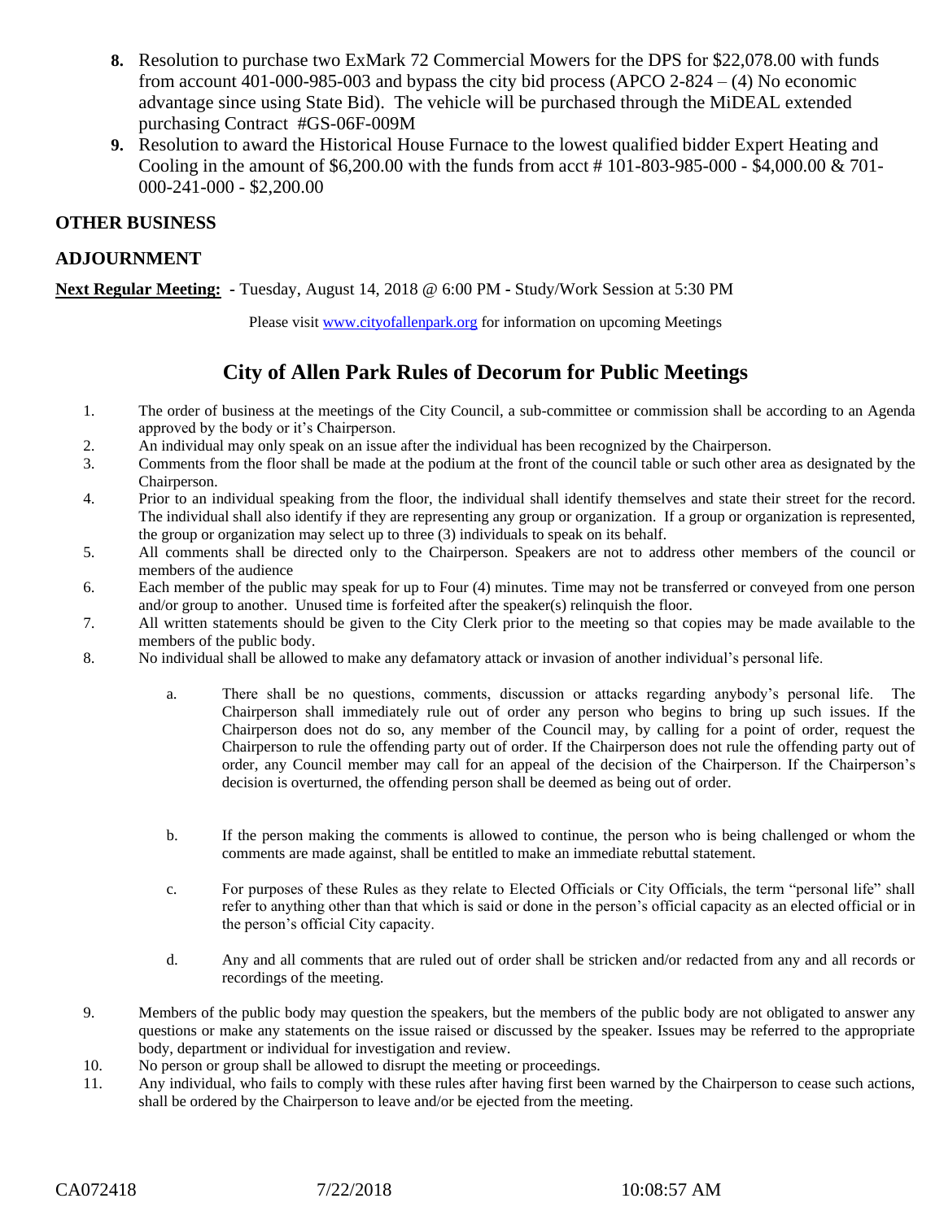8. Resolution to purchase two ExMark 72 Commercial Mowers for the DPS for $22,078.00 with funds from account 401-000-985-003 and bypass the city bid process (APCO 2-824 – (4) No economic advantage since using State Bid). The vehicle will be purchased through the MiDEAL extended purchasing Contract #GS-06F-009M
9. Resolution to award the Historical House Furnace to the lowest qualified bidder Expert Heating and Cooling in the amount of $6,200.00 with the funds from acct # 101-803-985-000 - $4,000.00 & 701-000-241-000 - $2,200.00

**OTHER BUSINESS**

**ADJOURNMENT**

**Next Regular Meeting:** - Tuesday, August 14, 2018 @ 6:00 PM - Study/Work Session at 5:30 PM

Please visit www.cityofallenpark.org for information on upcoming Meetings

## City of Allen Park Rules of Decorum for Public Meetings

1. The order of business at the meetings of the City Council, a sub-committee or commission shall be according to an Agenda approved by the body or it's Chairperson.
2. An individual may only speak on an issue after the individual has been recognized by the Chairperson.
3. Comments from the floor shall be made at the podium at the front of the council table or such other area as designated by the Chairperson.
4. Prior to an individual speaking from the floor, the individual shall identify themselves and state their street for the record. The individual shall also identify if they are representing any group or organization. If a group or organization is represented, the group or organization may select up to three (3) individuals to speak on its behalf.
5. All comments shall be directed only to the Chairperson. Speakers are not to address other members of the council or members of the audience
6. Each member of the public may speak for up to Four (4) minutes. Time may not be transferred or conveyed from one person and/or group to another. Unused time is forfeited after the speaker(s) relinquish the floor.
7. All written statements should be given to the City Clerk prior to the meeting so that copies may be made available to the members of the public body.
8. No individual shall be allowed to make any defamatory attack or invasion of another individual's personal life.
   a. There shall be no questions, comments, discussion or attacks regarding anybody's personal life. The Chairperson shall immediately rule out of order any person who begins to bring up such issues. If the Chairperson does not do so, any member of the Council may, by calling for a point of order, request the Chairperson to rule the offending party out of order. If the Chairperson does not rule the offending party out of order, any Council member may call for an appeal of the decision of the Chairperson. If the Chairperson's decision is overturned, the offending person shall be deemed as being out of order.
   b. If the person making the comments is allowed to continue, the person who is being challenged or whom the comments are made against, shall be entitled to make an immediate rebuttal statement.
   c. For purposes of these Rules as they relate to Elected Officials or City Officials, the term "personal life" shall refer to anything other than that which is said or done in the person's official capacity as an elected official or in the person's official City capacity.
   d. Any and all comments that are ruled out of order shall be stricken and/or redacted from any and all records or recordings of the meeting.
9. Members of the public body may question the speakers, but the members of the public body are not obligated to answer any questions or make any statements on the issue raised or discussed by the speaker. Issues may be referred to the appropriate body, department or individual for investigation and review.
10. No person or group shall be allowed to disrupt the meeting or proceedings.
11. Any individual, who fails to comply with these rules after having first been warned by the Chairperson to cease such actions, shall be ordered by the Chairperson to leave and/or be ejected from the meeting.